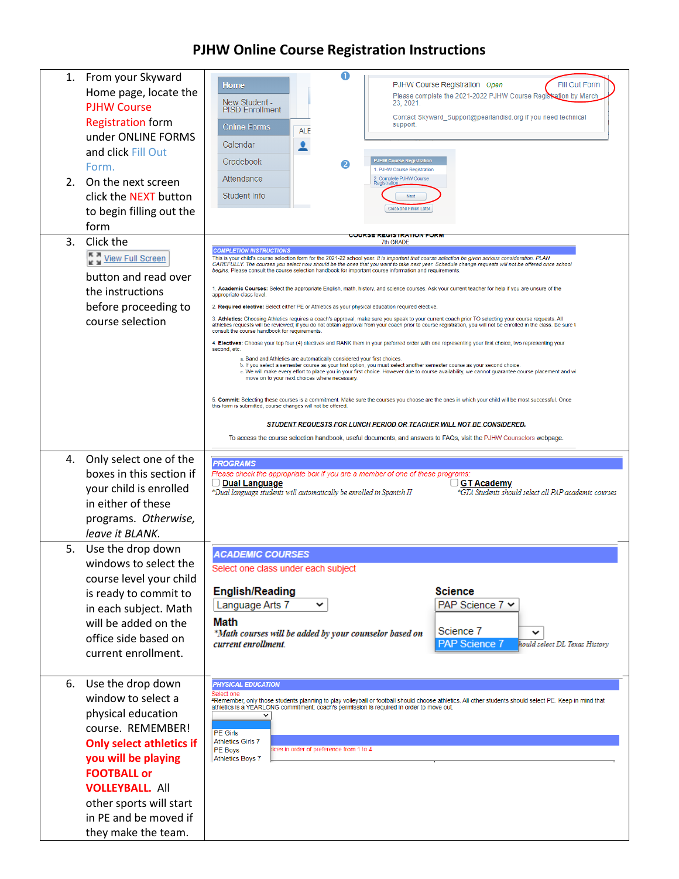# PJHW Online Course Registration Instructions

| Instructions | Screenshot |
|---|---|
| 1. From your Skyward Home page, locate the PJHW Course Registration form under ONLINE FORMS and click Fill Out Form.<br>2. On the next screen click the NEXT button to begin filling out the form | Home<br>New Student - PISD Enrollment<br>Online Forms<br>Calendar<br>Gradebook<br>Attendance<br>Student Info<br><br>PJHW Course Registration Open — Fill Out Form<br>Please complete the 2021-2022 PJHW Course Registration by March 23, 2021.<br>Contact Skyward_Support@pearlandisd.org if you need technical support.<br><br>PJHW Course Registration<br>1. PJHW Course Registration<br>2. Complete PJHW Course Registration<br>Next<br>Close and Finish Later |
| 3. Click the View Full Screen button and read over the instructions before proceeding to course selection | COURSE REGISTRATION FORM<br>7th GRADE<br>**COMPLETION INSTRUCTIONS**<br>This is your child's course selection form for the 2021-22 school year. *It is important that course selection be given serious consideration. PLAN CAREFULLY. The courses you select now should be the ones that you want to take next year. Schedule change requests will not be offered once school begins.* Please consult the course selection handbook for important course information and requirements.<br><br>1. **Academic Courses:** Select the appropriate English, math, history, and science courses. Ask your current teacher for help if you are unsure of the appropriate class level.<br>2. **Required elective:** Select either PE or Athletics as your physical education required elective.<br>3. **Athletics:** Choosing Athletics requires a coach's approval; make sure you speak to your current coach prior TO selecting your course requests. All athletics requests will be reviewed; if you do not obtain approval from your coach prior to course registration, you will not be enrolled in the class. Be sure t consult the course handbook for requirements.<br>4. **Electives:** Choose your top four (4) electives and RANK them in your preferred order with one representing your first choice, two representing your second, etc.<br>a. Band and Athletics are automatically considered your first choices.<br>b. If you select a semester course as your first option, you must select another semester course as your second choice.<br>c. We will make every effort to place you in your first choice. However due to course availability, we cannot guarantee course placement and wi move on to your next choices where necessary.<br><br>5. **Commit:** Selecting these courses is a commitment. Make sure the courses you choose are the ones in which your child will be most successful. Once this form is submitted, course changes will not be offered.<br><br>***STUDENT REQUESTS FOR LUNCH PERIOD OR TEACHER WILL NOT BE CONSIDERED.***<br><br>To access the course selection handbook, useful documents, and answers to FAQs, visit the PJHW Counselors webpage. |
| 4. Only select one of the boxes in this section if your child is enrolled in either of these programs. *Otherwise, leave it BLANK.* | ***PROGRAMS***<br>*Please check the appropriate box if you are a member of one of these programs:*<br>☐ **Dual Language** — *\*Dual language students will automatically be enrolled in Spanish II*<br>☐ **GT Academy** — *\*GTA Students should select all PAP academic courses* |
| 5. Use the drop down windows to select the course level your child is ready to commit to in each subject. Math will be added on the office side based on current enrollment. | ***ACADEMIC COURSES***<br>Select one class under each subject<br>**English/Reading**: Language Arts 7<br>**Science**: PAP Science 7 (options: Science 7, PAP Science 7)<br>**Math**<br>*\*Math courses will be added by your counselor based on current enrollment.*<br>*...hould select DL Texas History* |
| 6. Use the drop down window to select a physical education course. REMEMBER! **Only select athletics if you will be playing FOOTBALL or VOLLEYBALL.** All other sports will start in PE and be moved if they make the team. | ***PHYSICAL EDUCATION***<br>Select one<br>\*Remember, only those students planning to play volleyball or football should choose athletics. All other students should select PE. Keep in mind that athletics is a YEARLONG commitment; coach's permission is required in order to move out.<br>PE Girls<br>Athletics Girls 7<br>PE Boys<br>Athletics Boys 7<br>...ices in order of preference from 1 to 4 |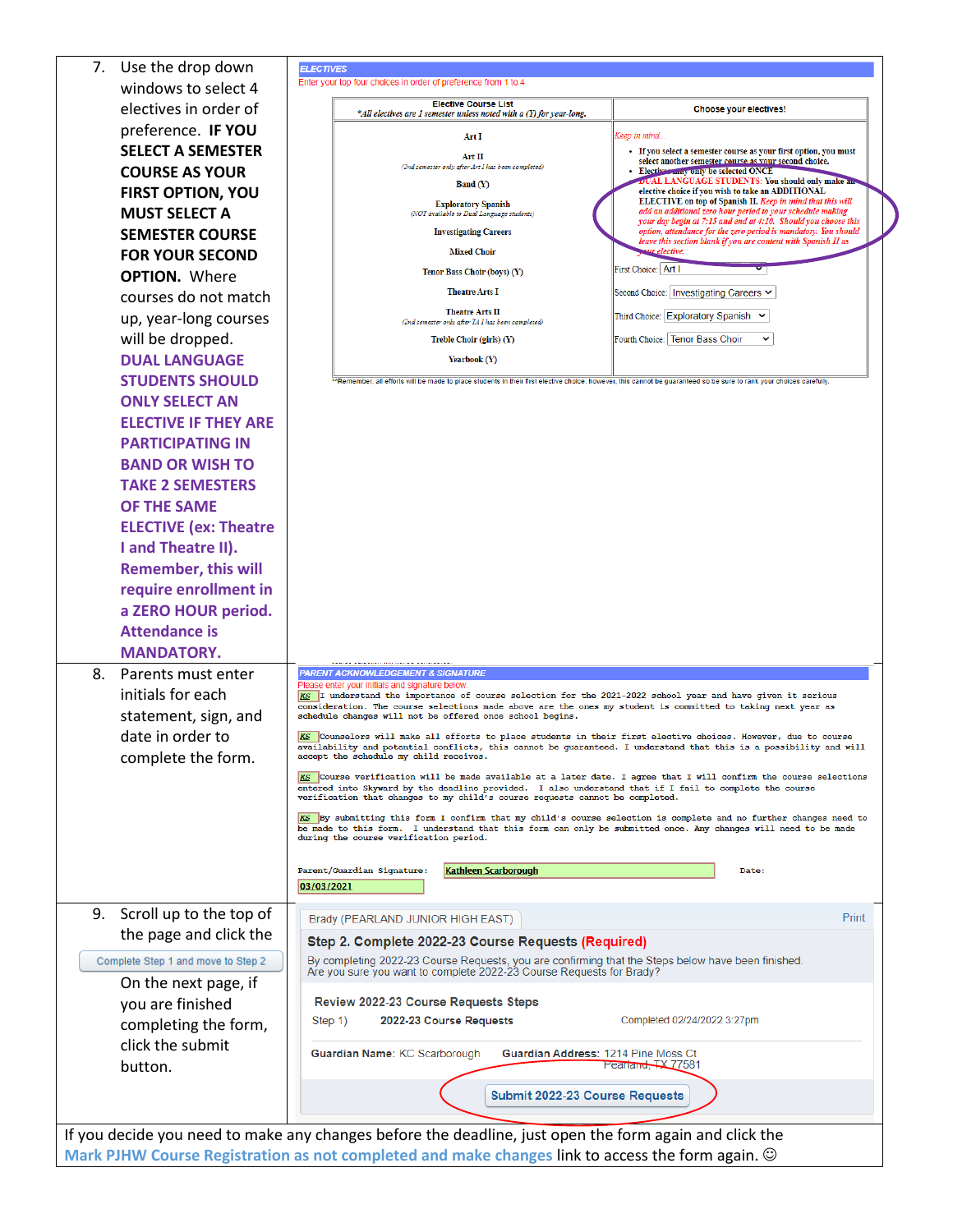| | |
|---|---|
| 7. Use the drop down windows to select 4 electives in order of preference. **IF YOU SELECT A SEMESTER COURSE AS YOUR FIRST OPTION, YOU MUST SELECT A SEMESTER COURSE FOR YOUR SECOND OPTION.** Where courses do not match up, year-long courses will be dropped. **DUAL LANGUAGE STUDENTS SHOULD ONLY SELECT AN ELECTIVE IF THEY ARE PARTICIPATING IN BAND OR WISH TO TAKE 2 SEMESTERS OF THE SAME ELECTIVE (ex: Theatre I and Theatre II). Remember, this will require enrollment in a ZERO HOUR period. Attendance is MANDATORY.** | **ELECTIVES**<br>Enter your top four choices in order of preference from 1 to 4<br><br>**Elective Course List** *All electives are 1 semester unless noted with a (Y) for year-long.*<br>Art I<br>Art II (2nd semester only after Art I has been completed)<br>Band (Y)<br>Exploratory Spanish (NOT available to Dual Language students)<br>Investigating Careers<br>Mixed Choir<br>Tenor Bass Choir (boys) (Y)<br>Theatre Arts I<br>Theatre Arts II (2nd semester only after TA I has been completed)<br>Treble Choir (girls) (Y)<br>Yearbook (Y)<br><br>**Choose your electives!**<br>*Keep in mind...*<br>• If you select a semester course as your first option, you must select another semester course as your second choice.<br>• Electives may only be selected ONCE<br>• DUAL LANGUAGE STUDENTS: You should only make an elective choice if you wish to take an ADDITIONAL ELECTIVE on top of Spanish II. *Keep in mind that this will add an additional zero hour period to your schedule making your day begin at 7:15 and end at 4:10. Should you choose this option, attendance for the zero period is mandatory. You should leave this section blank if you are content with Spanish II as your elective.*<br><br>First Choice: Art I<br>Second Choice: Investigating Careers<br>Third Choice: Exploratory Spanish<br>Fourth Choice: Tenor Bass Choir<br><br>**Remember, all efforts will be made to place students in their first elective choice; however, this cannot be guaranteed so be sure to rank your choices carefully. |
| 8. Parents must enter initials for each statement, sign, and date in order to complete the form. | **PARENT ACKNOWLEDGEMENT & SIGNATURE**<br>Please enter your initials and signature below.<br>KS I understand the importance of course selection for the 2021-2022 school year and have given it serious consideration. The course selections made above are the ones my student is committed to taking next year as schedule changes will not be offered once school begins.<br>KS Counselors will make all efforts to place students in their first elective choices. However, due to course availability and potential conflicts, this cannot be guaranteed. I understand that this is a possibility and will accept the schedule my child receives.<br>KS Course verification will be made available at a later date. I agree that I will confirm the course selections entered into Skyward by the deadline provided. I also understand that if I fail to complete the course verification that changes to my child's course requests cannot be completed.<br>KS By submitting this form I confirm that my child's course selection is complete and no further changes need to be made to this form. I understand that this form can only be submitted once. Any changes will need to be made during the course verification period.<br><br>Parent/Guardian Signature: Kathleen Scarborough Date: 03/03/2021 |
| 9. Scroll up to the top of the page and click the [Complete Step 1 and move to Step 2] On the next page, if you are finished completing the form, click the submit button. | Brady (PEARLAND JUNIOR HIGH EAST) Print<br>**Step 2. Complete 2022-23 Course Requests (Required)**<br>By completing 2022-23 Course Requests, you are confirming that the Steps below have been finished. Are you sure you want to complete 2022-23 Course Requests for Brady?<br>**Review 2022-23 Course Requests Steps**<br>Step 1) **2022-23 Course Requests** Completed 02/24/2022 3:27pm<br>**Guardian Name:** KC Scarborough **Guardian Address:** 1214 Pine Moss Ct Pearland, TX 77581<br>[Submit 2022-23 Course Requests] |

If you decide you need to make any changes before the deadline, just open the form again and click the **Mark PJHW Course Registration as not completed and make changes** link to access the form again. ☺